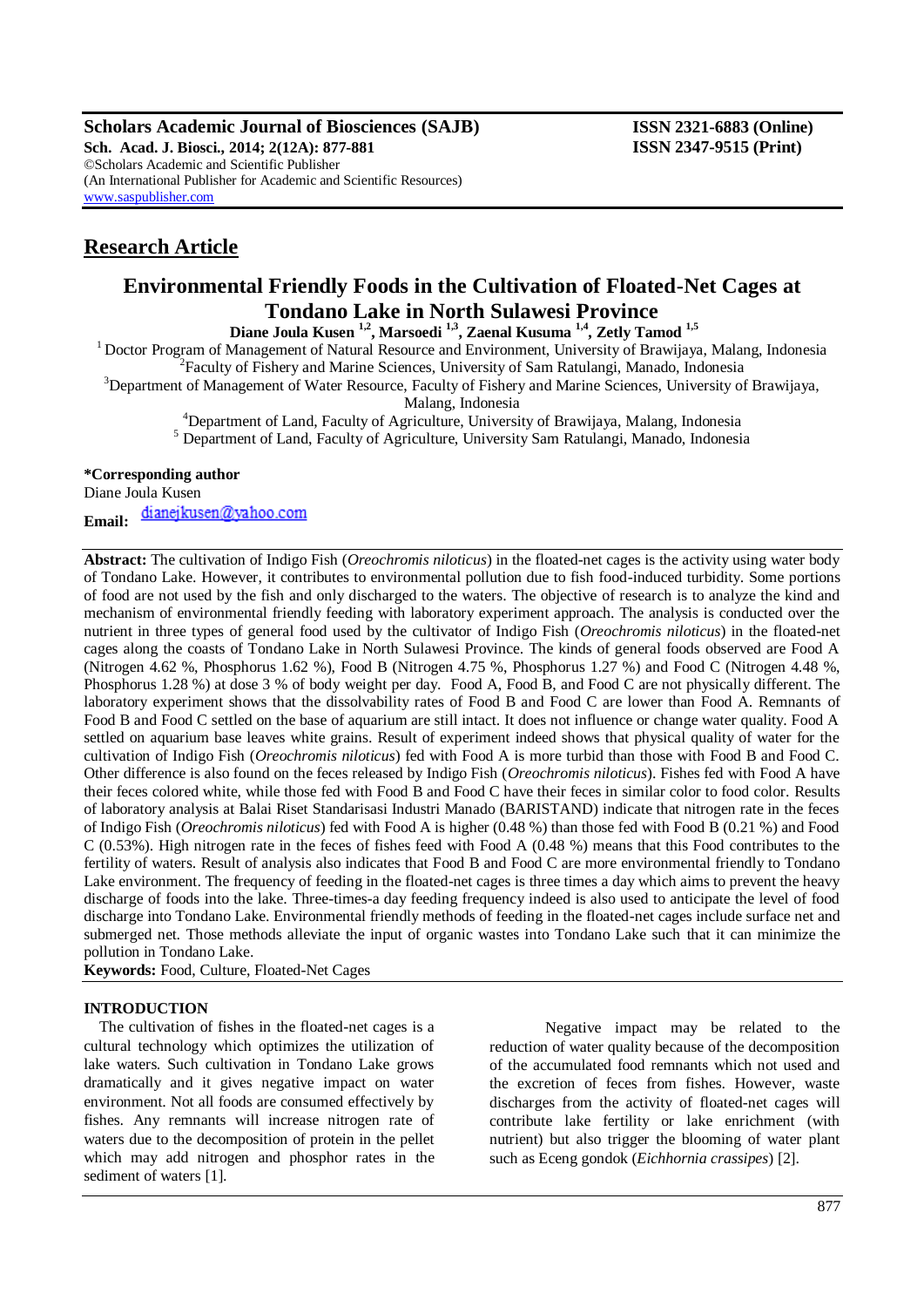# Research Article

## Environmental Friendly Foods in the Cultivation of Floated-Net Cages at Tondano Lake in North Sulawesi Province

**Diane Joula Kusen [1,2], Marsoedi [1,3], Zaenal Kusuma [1,4], Zetly Tamod [1,5]**

[1] Doctor Program of Management of Natural Resource and Environment, University of Brawijaya, Malang, Indonesia
[2] Faculty of Fishery and Marine Sciences, University of Sam Ratulangi, Manado, Indonesia
[3] Department of Management of Water Resource, Faculty of Fishery and Marine Sciences, University of Brawijaya, Malang, Indonesia
[4] Department of Land, Faculty of Agriculture, University of Brawijaya, Malang, Indonesia
[5] Department of Land, Faculty of Agriculture, University Sam Ratulangi, Manado, Indonesia

**\*Corresponding author**
Diane Joula Kusen
**Email:** dianejkusen@yahoo.com

**Abstract:** The cultivation of Indigo Fish (*Oreochromis niloticus*) in the floated-net cages is the activity using water body of Tondano Lake. However, it contributes to environmental pollution due to fish food-induced turbidity. Some portions of food are not used by the fish and only discharged to the waters. The objective of research is to analyze the kind and mechanism of environmental friendly feeding with laboratory experiment approach. The analysis is conducted over the nutrient in three types of general food used by the cultivator of Indigo Fish (*Oreochromis niloticus*) in the floated-net cages along the coasts of Tondano Lake in North Sulawesi Province. The kinds of general foods observed are Food A (Nitrogen 4.62 %, Phosphorus 1.62 %), Food B (Nitrogen 4.75 %, Phosphorus 1.27 %) and Food C (Nitrogen 4.48 %, Phosphorus 1.28 %) at dose 3 % of body weight per day. Food A, Food B, and Food C are not physically different. The laboratory experiment shows that the dissolvability rates of Food B and Food C are lower than Food A. Remnants of Food B and Food C settled on the base of aquarium are still intact. It does not influence or change water quality. Food A settled on aquarium base leaves white grains. Result of experiment indeed shows that physical quality of water for the cultivation of Indigo Fish (*Oreochromis niloticus*) fed with Food A is more turbid than those with Food B and Food C. Other difference is also found on the feces released by Indigo Fish (*Oreochromis niloticus*). Fishes fed with Food A have their feces colored white, while those fed with Food B and Food C have their feces in similar color to food color. Results of laboratory analysis at Balai Riset Standarisasi Industri Manado (BARISTAND) indicate that nitrogen rate in the feces of Indigo Fish (*Oreochromis niloticus*) fed with Food A is higher (0.48 %) than those fed with Food B (0.21 %) and Food C (0.53%). High nitrogen rate in the feces of fishes feed with Food A (0.48 %) means that this Food contributes to the fertility of waters. Result of analysis also indicates that Food B and Food C are more environmental friendly to Tondano Lake environment. The frequency of feeding in the floated-net cages is three times a day which aims to prevent the heavy discharge of foods into the lake. Three-times-a day feeding frequency indeed is also used to anticipate the level of food discharge into Tondano Lake. Environmental friendly methods of feeding in the floated-net cages include surface net and submerged net. Those methods alleviate the input of organic wastes into Tondano Lake such that it can minimize the pollution in Tondano Lake.

**Keywords:** Food, Culture, Floated-Net Cages

## INTRODUCTION

The cultivation of fishes in the floated-net cages is a cultural technology which optimizes the utilization of lake waters. Such cultivation in Tondano Lake grows dramatically and it gives negative impact on water environment. Not all foods are consumed effectively by fishes. Any remnants will increase nitrogen rate of waters due to the decomposition of protein in the pellet which may add nitrogen and phosphor rates in the sediment of waters [1].

Negative impact may be related to the reduction of water quality because of the decomposition of the accumulated food remnants which not used and the excretion of feces from fishes. However, waste discharges from the activity of floated-net cages will contribute lake fertility or lake enrichment (with nutrient) but also trigger the blooming of water plant such as Eceng gondok (*Eichhornia crassipes*) [2].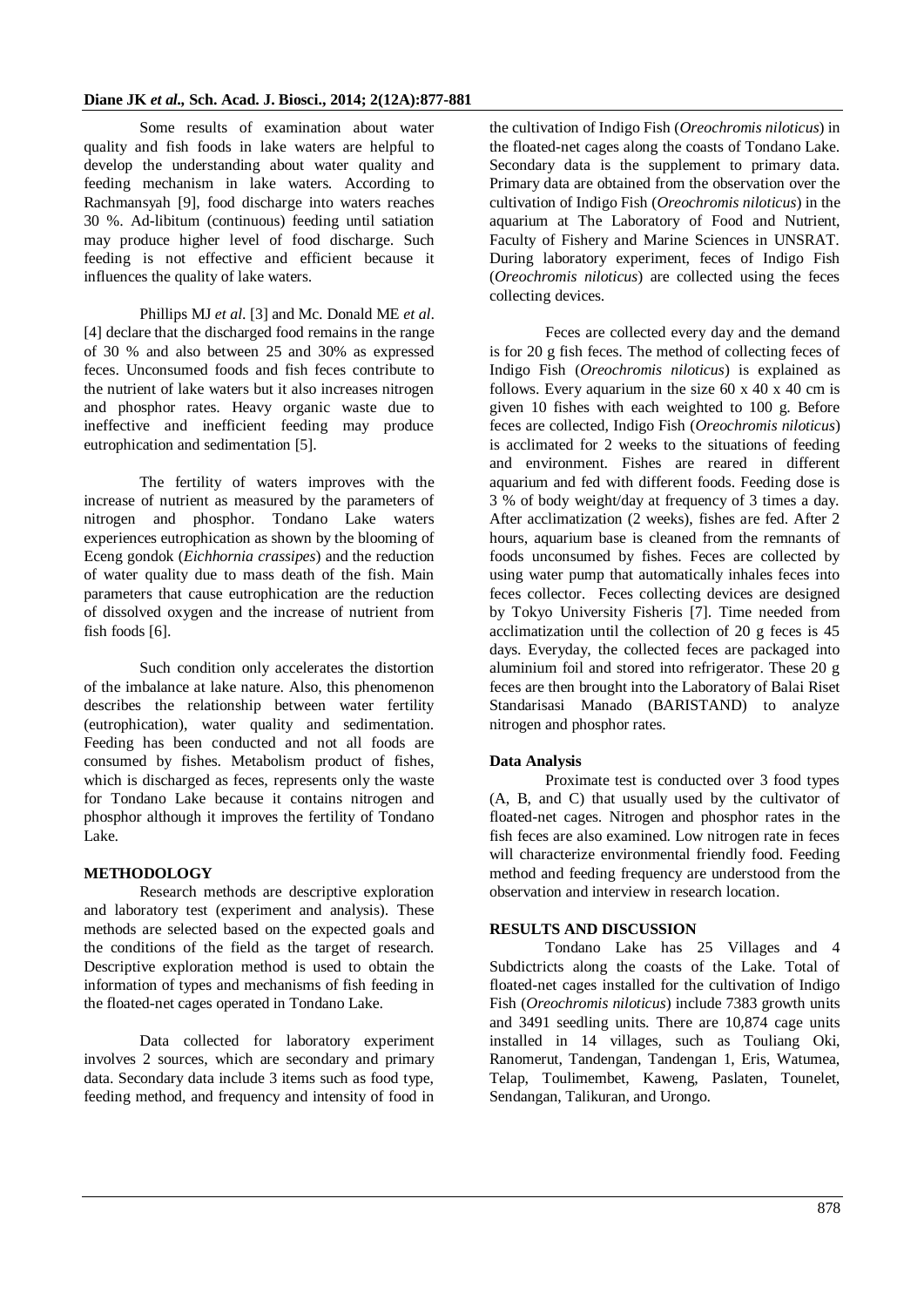Some results of examination about water quality and fish foods in lake waters are helpful to develop the understanding about water quality and feeding mechanism in lake waters. According to Rachmansyah [9], food discharge into waters reaches 30 %. Ad-libitum (continuous) feeding until satiation may produce higher level of food discharge. Such feeding is not effective and efficient because it influences the quality of lake waters.

Phillips MJ *et al*. [3] and Mc. Donald ME *et al*. [4] declare that the discharged food remains in the range of 30 % and also between 25 and 30% as expressed feces. Unconsumed foods and fish feces contribute to the nutrient of lake waters but it also increases nitrogen and phosphor rates. Heavy organic waste due to ineffective and inefficient feeding may produce eutrophication and sedimentation [5].

The fertility of waters improves with the increase of nutrient as measured by the parameters of nitrogen and phosphor. Tondano Lake waters experiences eutrophication as shown by the blooming of Eceng gondok (*Eichhornia crassipes*) and the reduction of water quality due to mass death of the fish. Main parameters that cause eutrophication are the reduction of dissolved oxygen and the increase of nutrient from fish foods [6].

Such condition only accelerates the distortion of the imbalance at lake nature. Also, this phenomenon describes the relationship between water fertility (eutrophication), water quality and sedimentation. Feeding has been conducted and not all foods are consumed by fishes. Metabolism product of fishes, which is discharged as feces, represents only the waste for Tondano Lake because it contains nitrogen and phosphor although it improves the fertility of Tondano Lake.

## METHODOLOGY

Research methods are descriptive exploration and laboratory test (experiment and analysis). These methods are selected based on the expected goals and the conditions of the field as the target of research. Descriptive exploration method is used to obtain the information of types and mechanisms of fish feeding in the floated-net cages operated in Tondano Lake.

Data collected for laboratory experiment involves 2 sources, which are secondary and primary data. Secondary data include 3 items such as food type, feeding method, and frequency and intensity of food in the cultivation of Indigo Fish (*Oreochromis niloticus*) in the floated-net cages along the coasts of Tondano Lake. Secondary data is the supplement to primary data. Primary data are obtained from the observation over the cultivation of Indigo Fish (*Oreochromis niloticus*) in the aquarium at The Laboratory of Food and Nutrient, Faculty of Fishery and Marine Sciences in UNSRAT. During laboratory experiment, feces of Indigo Fish (*Oreochromis niloticus*) are collected using the feces collecting devices.

Feces are collected every day and the demand is for 20 g fish feces. The method of collecting feces of Indigo Fish (*Oreochromis niloticus*) is explained as follows. Every aquarium in the size 60 x 40 x 40 cm is given 10 fishes with each weighted to 100 g. Before feces are collected, Indigo Fish (*Oreochromis niloticus*) is acclimated for 2 weeks to the situations of feeding and environment. Fishes are reared in different aquarium and fed with different foods. Feeding dose is 3 % of body weight/day at frequency of 3 times a day. After acclimatization (2 weeks), fishes are fed. After 2 hours, aquarium base is cleaned from the remnants of foods unconsumed by fishes. Feces are collected by using water pump that automatically inhales feces into feces collector. Feces collecting devices are designed by Tokyo University Fisheris [7]. Time needed from acclimatization until the collection of 20 g feces is 45 days. Everyday, the collected feces are packaged into aluminium foil and stored into refrigerator. These 20 g feces are then brought into the Laboratory of Balai Riset Standarisasi Manado (BARISTAND) to analyze nitrogen and phosphor rates.

### Data Analysis

Proximate test is conducted over 3 food types (A, B, and C) that usually used by the cultivator of floated-net cages. Nitrogen and phosphor rates in the fish feces are also examined. Low nitrogen rate in feces will characterize environmental friendly food. Feeding method and feeding frequency are understood from the observation and interview in research location.

## RESULTS AND DISCUSSION

Tondano Lake has 25 Villages and 4 Subdictricts along the coasts of the Lake. Total of floated-net cages installed for the cultivation of Indigo Fish (*Oreochromis niloticus*) include 7383 growth units and 3491 seedling units. There are 10,874 cage units installed in 14 villages, such as Touliang Oki, Ranomerut, Tandengan, Tandengan 1, Eris, Watumea, Telap, Toulimembet, Kaweng, Paslaten, Tounelet, Sendangan, Talikuran, and Urongo.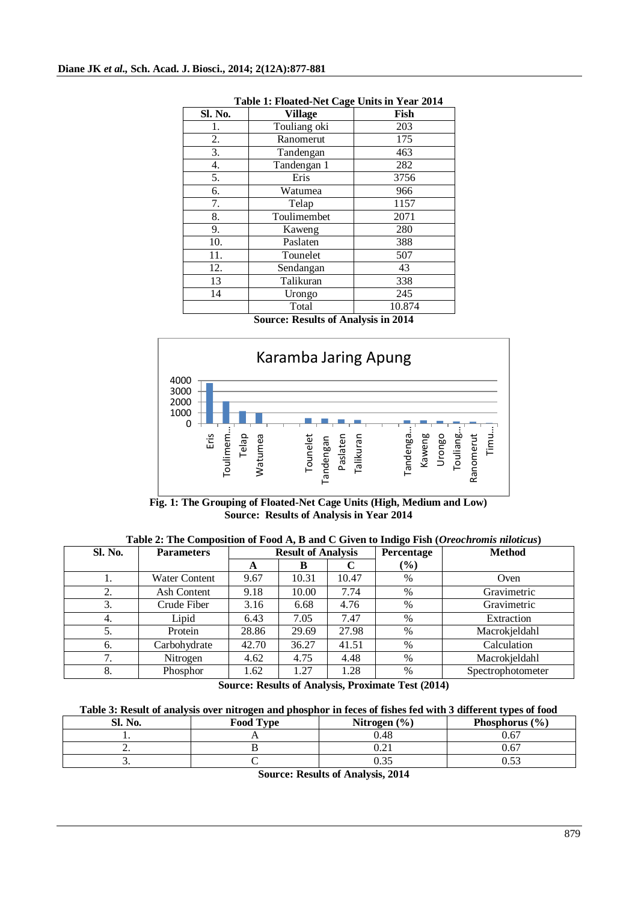**Table 1: Floated-Net Cage Units in Year 2014**

| Sl. No. | Village | Fish |
|---|---|---|
| 1. | Touliang oki | 203 |
| 2. | Ranomerut | 175 |
| 3. | Tandengan | 463 |
| 4. | Tandengan 1 | 282 |
| 5. | Eris | 3756 |
| 6. | Watumea | 966 |
| 7. | Telap | 1157 |
| 8. | Toulimembet | 2071 |
| 9. | Kaweng | 280 |
| 10. | Paslaten | 388 |
| 11. | Tounelet | 507 |
| 12. | Sendangan | 43 |
| 13 | Talikuran | 338 |
| 14 | Urongo | 245 |
| | Total | 10.874 |

**Source: Results of Analysis in 2014**

**Fig. 1: The Grouping of Floated-Net Cage Units (High, Medium and Low)**
**Source: Results of Analysis in Year 2014**

**Table 2: The Composition of Food A, B and C Given to Indigo Fish (*Oreochromis niloticus*)**

| Sl. No. | Parameters | Result of Analysis | | | Percentage (%) | Method |
|---|---|---|---|---|---|---|
| | | A | B | C | | |
| 1. | Water Content | 9.67 | 10.31 | 10.47 | % | Oven |
| 2. | Ash Content | 9.18 | 10.00 | 7.74 | % | Gravimetric |
| 3. | Crude Fiber | 3.16 | 6.68 | 4.76 | % | Gravimetric |
| 4. | Lipid | 6.43 | 7.05 | 7.47 | % | Extraction |
| 5. | Protein | 28.86 | 29.69 | 27.98 | % | Macrokjeldahl |
| 6. | Carbohydrate | 42.70 | 36.27 | 41.51 | % | Calculation |
| 7. | Nitrogen | 4.62 | 4.75 | 4.48 | % | Macrokjeldahl |
| 8. | Phosphor | 1.62 | 1.27 | 1.28 | % | Spectrophotometer |

**Source: Results of Analysis, Proximate Test (2014)**

**Table 3: Result of analysis over nitrogen and phosphor in feces of fishes fed with 3 different types of food**

| Sl. No. | Food Type | Nitrogen (%) | Phosphorus (%) |
|---|---|---|---|
| 1. | A | 0.48 | 0.67 |
| 2. | B | 0.21 | 0.67 |
| 3. | C | 0.35 | 0.53 |

**Source: Results of Analysis, 2014**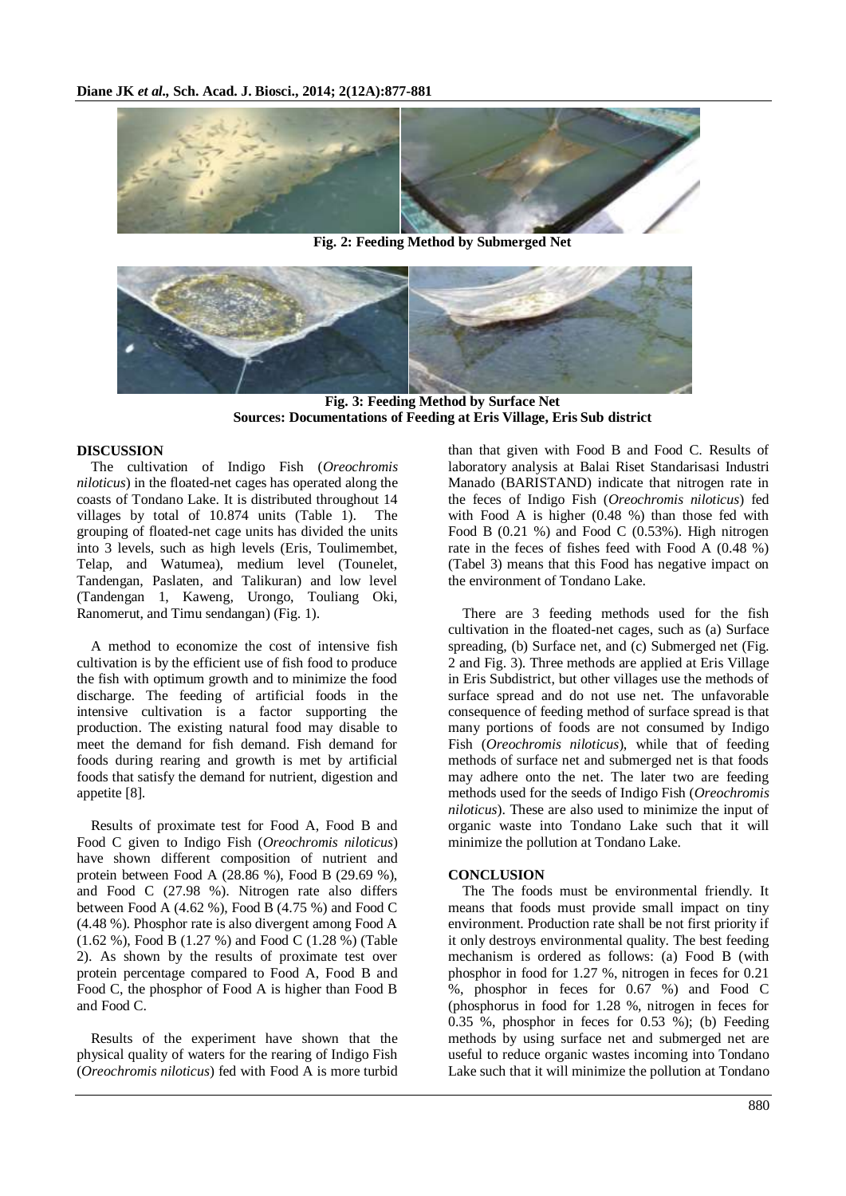**Fig. 2: Feeding Method by Submerged Net**

**Fig. 3: Feeding Method by Surface Net**
**Sources: Documentations of Feeding at Eris Village, Eris Sub district**

## DISCUSSION

The cultivation of Indigo Fish (*Oreochromis niloticus*) in the floated-net cages has operated along the coasts of Tondano Lake. It is distributed throughout 14 villages by total of 10.874 units (Table 1). The grouping of floated-net cage units has divided the units into 3 levels, such as high levels (Eris, Toulimembet, Telap, and Watumea), medium level (Tounelet, Tandengan, Paslaten, and Talikuran) and low level (Tandengan 1, Kaweng, Urongo, Touliang Oki, Ranomerut, and Timu sendangan) (Fig. 1).

A method to economize the cost of intensive fish cultivation is by the efficient use of fish food to produce the fish with optimum growth and to minimize the food discharge. The feeding of artificial foods in the intensive cultivation is a factor supporting the production. The existing natural food may disable to meet the demand for fish demand. Fish demand for foods during rearing and growth is met by artificial foods that satisfy the demand for nutrient, digestion and appetite [8].

Results of proximate test for Food A, Food B and Food C given to Indigo Fish (*Oreochromis niloticus*) have shown different composition of nutrient and protein between Food A (28.86 %), Food B (29.69 %), and Food C (27.98 %). Nitrogen rate also differs between Food A (4.62 %), Food B (4.75 %) and Food C (4.48 %). Phosphor rate is also divergent among Food A (1.62 %), Food B (1.27 %) and Food C (1.28 %) (Table 2). As shown by the results of proximate test over protein percentage compared to Food A, Food B and Food C, the phosphor of Food A is higher than Food B and Food C.

Results of the experiment have shown that the physical quality of waters for the rearing of Indigo Fish (*Oreochromis niloticus*) fed with Food A is more turbid than that given with Food B and Food C. Results of laboratory analysis at Balai Riset Standarisasi Industri Manado (BARISTAND) indicate that nitrogen rate in the feces of Indigo Fish (*Oreochromis niloticus*) fed with Food A is higher (0.48 %) than those fed with Food B (0.21 %) and Food C (0.53%). High nitrogen rate in the feces of fishes feed with Food A (0.48 %) (Tabel 3) means that this Food has negative impact on the environment of Tondano Lake.

There are 3 feeding methods used for the fish cultivation in the floated-net cages, such as (a) Surface spreading, (b) Surface net, and (c) Submerged net (Fig. 2 and Fig. 3). Three methods are applied at Eris Village in Eris Subdistrict, but other villages use the methods of surface spread and do not use net. The unfavorable consequence of feeding method of surface spread is that many portions of foods are not consumed by Indigo Fish (*Oreochromis niloticus*), while that of feeding methods of surface net and submerged net is that foods may adhere onto the net. The later two are feeding methods used for the seeds of Indigo Fish (*Oreochromis niloticus*). These are also used to minimize the input of organic waste into Tondano Lake such that it will minimize the pollution at Tondano Lake.

## CONCLUSION

The The foods must be environmental friendly. It means that foods must provide small impact on tiny environment. Production rate shall be not first priority if it only destroys environmental quality. The best feeding mechanism is ordered as follows: (a) Food B (with phosphor in food for 1.27 %, nitrogen in feces for 0.21 %, phosphor in feces for 0.67 %) and Food C (phosphorus in food for 1.28 %, nitrogen in feces for 0.35 %, phosphor in feces for 0.53 %); (b) Feeding methods by using surface net and submerged net are useful to reduce organic wastes incoming into Tondano Lake such that it will minimize the pollution at Tondano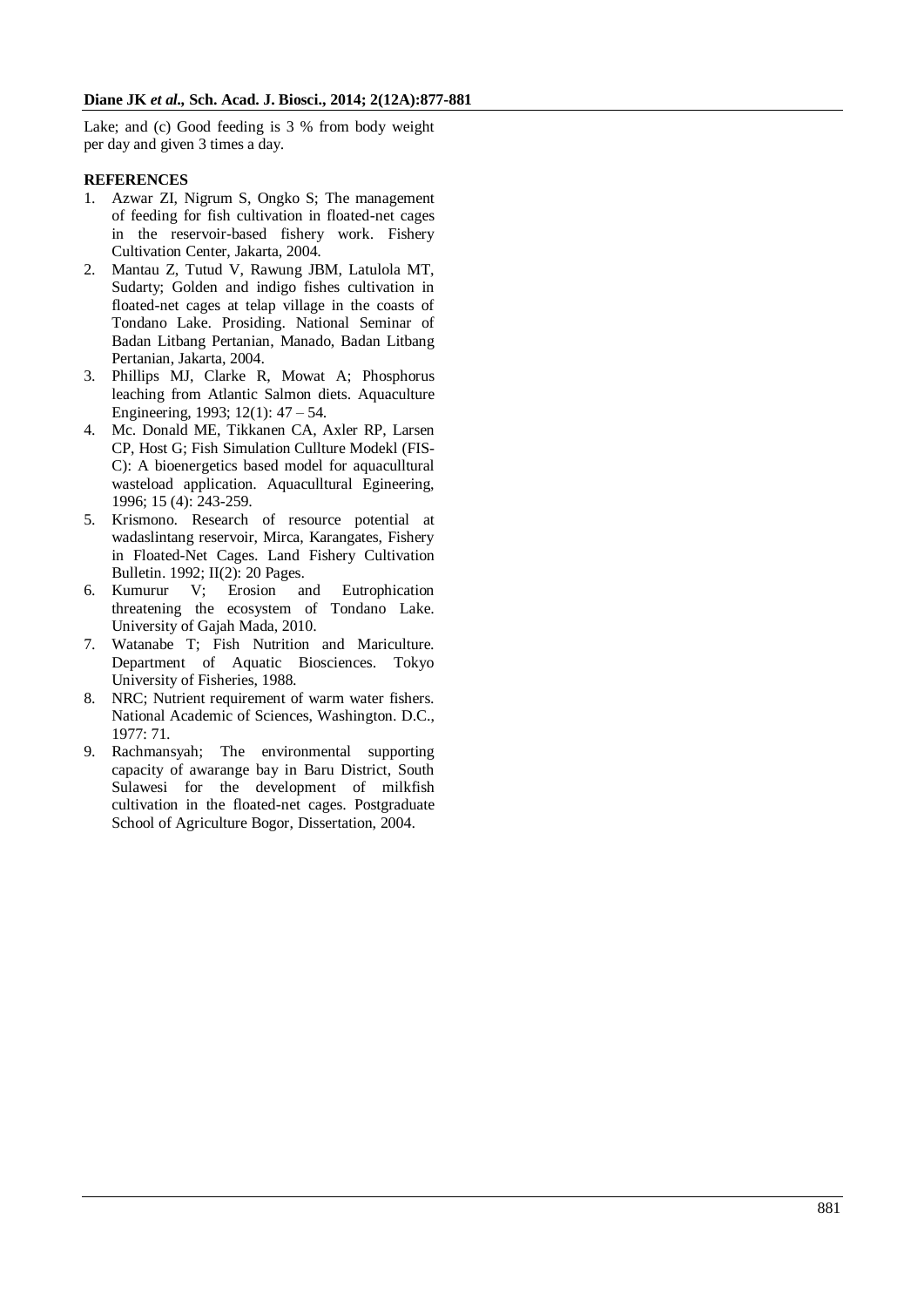Lake; and (c) Good feeding is 3 % from body weight per day and given 3 times a day.

## REFERENCES

1. Azwar ZI, Nigrum S, Ongko S; The management of feeding for fish cultivation in floated-net cages in the reservoir-based fishery work. Fishery Cultivation Center, Jakarta, 2004.
2. Mantau Z, Tutud V, Rawung JBM, Latulola MT, Sudarty; Golden and indigo fishes cultivation in floated-net cages at telap village in the coasts of Tondano Lake. Prosiding. National Seminar of Badan Litbang Pertanian, Manado, Badan Litbang Pertanian, Jakarta, 2004.
3. Phillips MJ, Clarke R, Mowat A; Phosphorus leaching from Atlantic Salmon diets. Aquaculture Engineering, 1993; 12(1): 47 – 54.
4. Mc. Donald ME, Tikkanen CA, Axler RP, Larsen CP, Host G; Fish Simulation Cullture Modekl (FIS-C): A bioenergetics based model for aquaculltural wasteload application. Aquaculltural Egineering, 1996; 15 (4): 243-259.
5. Krismono. Research of resource potential at wadaslintang reservoir, Mirca, Karangates, Fishery in Floated-Net Cages. Land Fishery Cultivation Bulletin. 1992; II(2): 20 Pages.
6. Kumurur V; Erosion and Eutrophication threatening the ecosystem of Tondano Lake. University of Gajah Mada, 2010.
7. Watanabe T; Fish Nutrition and Mariculture. Department of Aquatic Biosciences. Tokyo University of Fisheries, 1988.
8. NRC; Nutrient requirement of warm water fishers. National Academic of Sciences, Washington. D.C., 1977: 71.
9. Rachmansyah; The environmental supporting capacity of awarange bay in Baru District, South Sulawesi for the development of milkfish cultivation in the floated-net cages. Postgraduate School of Agriculture Bogor, Dissertation, 2004.